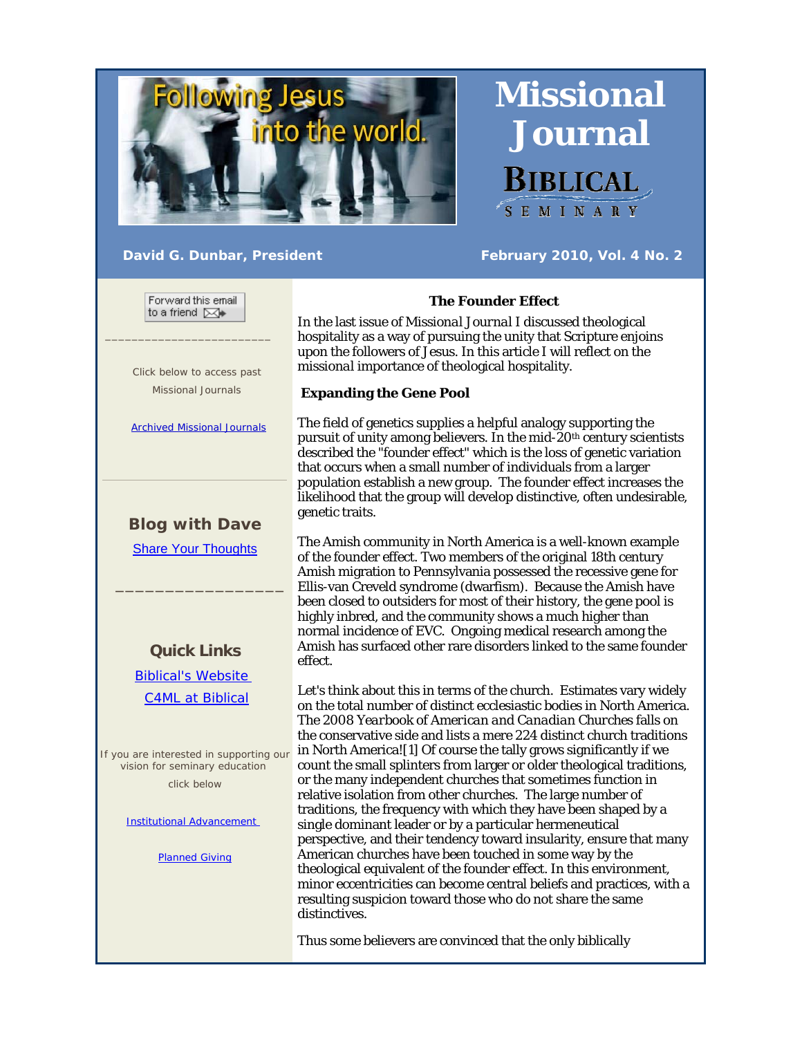# Missional Journal

**BIBLICAL SEMINARY**

Following Jesus into the world.

**David G. Dunbar, President**

**February 2010, Vol. 4 No. 2**

Forward this email to a friend

Click below to access past Missional Journals

Archived Missional Journals

## Blog with Dave

Share Your Thoughts

## Quick Links

Biblical's Website

C4ML at Biblical

If you are interested in supporting our vision for seminary education click below

Institutional Advancement

Planned Giving

## The Founder Effect

In the last issue of *Missional Journal* I discussed theological hospitality as a way of pursuing the unity that Scripture enjoins upon the followers of Jesus. In this article I will reflect on the missional importance of theological hospitality.

### Expanding the Gene Pool

The field of genetics supplies a helpful analogy supporting the pursuit of unity among believers. In the mid-20th century scientists described the "founder effect" which is the loss of genetic variation that occurs when a small number of individuals from a larger population establish a new group. The founder effect increases the likelihood that the group will develop distinctive, often undesirable, genetic traits.

The Amish community in North America is a well-known example of the founder effect. Two members of the original 18th century Amish migration to Pennsylvania possessed the recessive gene for Ellis-van Creveld syndrome (dwarfism). Because the Amish have been closed to outsiders for most of their history, the gene pool is highly inbred, and the community shows a much higher than normal incidence of EVC. Ongoing medical research among the Amish has surfaced other rare disorders linked to the same founder effect.

Let's think about this in terms of the church. Estimates vary widely on the total number of distinct ecclesiastic bodies in North America. The 2008 *Yearbook of American and Canadian Churches* falls on the conservative side and lists a mere 224 distinct church traditions in North America![1] Of course the tally grows significantly if we count the small splinters from larger or older theological traditions, or the many independent churches that sometimes function in relative isolation from other churches. The large number of traditions, the frequency with which they have been shaped by a single dominant leader or by a particular hermeneutical perspective, and their tendency toward insularity, ensure that many American churches have been touched in some way by the theological equivalent of the founder effect. In this environment, minor eccentricities can become central beliefs and practices, with a resulting suspicion toward those who do not share the same distinctives.

Thus some believers are convinced that the only biblically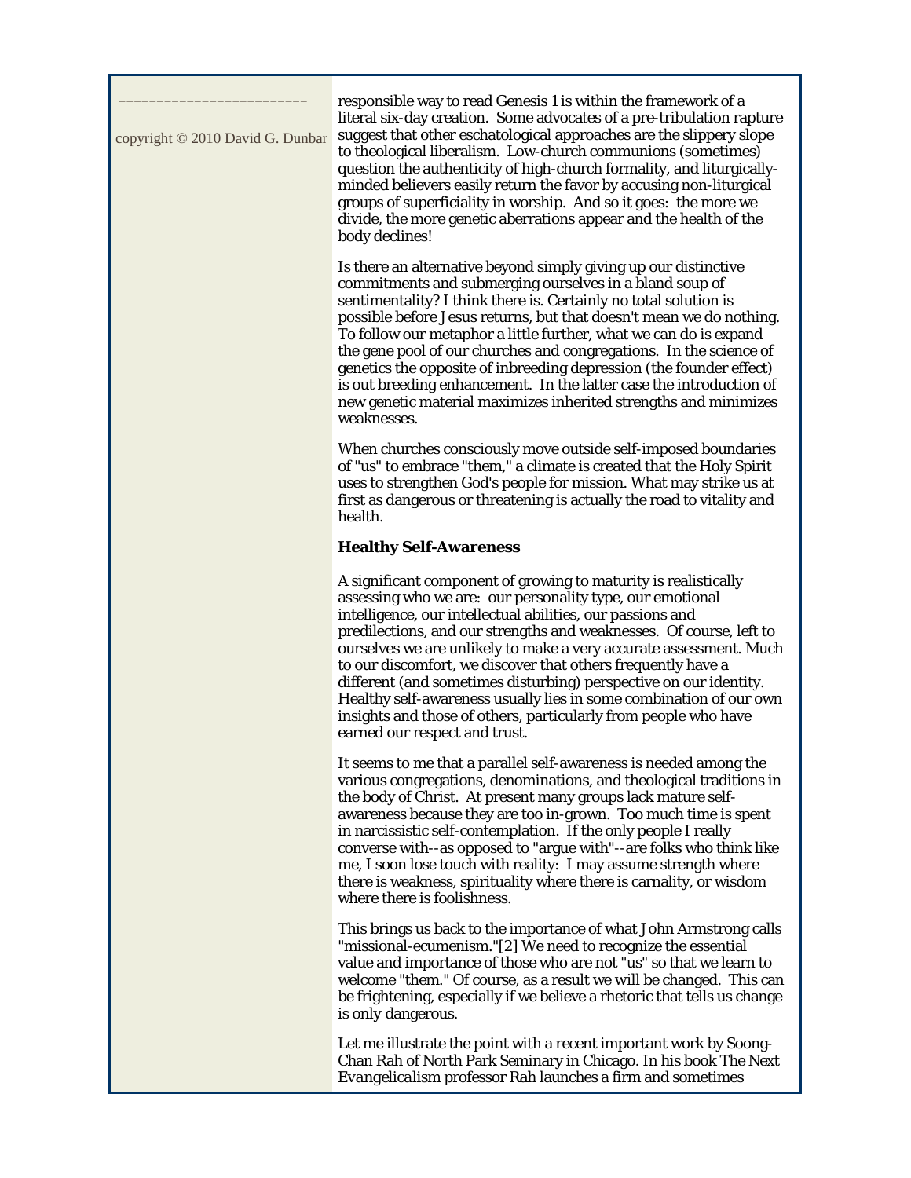------------------------

copyright © 2010 David G. Dunbar

responsible way to read Genesis 1 is within the framework of a literal six-day creation. Some advocates of a pre-tribulation rapture suggest that other eschatological approaches are the slippery slope to theological liberalism. Low-church communions (sometimes) question the authenticity of high-church formality, and liturgically-minded believers easily return the favor by accusing non-liturgical groups of superficiality in worship. And so it goes: the more we divide, the more genetic aberrations appear and the health of the body declines!

Is there an alternative beyond simply giving up our distinctive commitments and submerging ourselves in a bland soup of sentimentality? I think there is. Certainly no total solution is possible before Jesus returns, but that doesn't mean we do nothing. To follow our metaphor a little further, what we can do is expand the gene pool of our churches and congregations. In the science of genetics the opposite of inbreeding depression (the founder effect) is out breeding enhancement. In the latter case the introduction of new genetic material maximizes inherited strengths and minimizes weaknesses.

When churches consciously move outside self-imposed boundaries of "us" to embrace "them," a climate is created that the Holy Spirit uses to strengthen God's people for mission. What may strike us at first as dangerous or threatening is actually the road to vitality and health.

**Healthy Self-Awareness**

A significant component of growing to maturity is realistically assessing who we are: our personality type, our emotional intelligence, our intellectual abilities, our passions and predilections, and our strengths and weaknesses. Of course, left to ourselves we are unlikely to make a very accurate assessment. Much to our discomfort, we discover that others frequently have a different (and sometimes disturbing) perspective on our identity. Healthy self-awareness usually lies in some combination of our own insights and those of others, particularly from people who have earned our respect and trust.

It seems to me that a parallel self-awareness is needed among the various congregations, denominations, and theological traditions in the body of Christ. At present many groups lack mature self-awareness because they are too in-grown. Too much time is spent in narcissistic self-contemplation. If the only people I really converse with--as opposed to "argue with"--are folks who think like me, I soon lose touch with reality: I may assume strength where there is weakness, spirituality where there is carnality, or wisdom where there is foolishness.

This brings us back to the importance of what John Armstrong calls "missional-ecumenism."[2] We need to recognize the essential value and importance of those who are not "us" so that we learn to welcome "them." Of course, as a result we will be changed. This can be frightening, especially if we believe a rhetoric that tells us change is only dangerous.

Let me illustrate the point with a recent important work by Soong-Chan Rah of North Park Seminary in Chicago. In his book The Next *Evangelicalism* professor Rah launches a firm and sometimes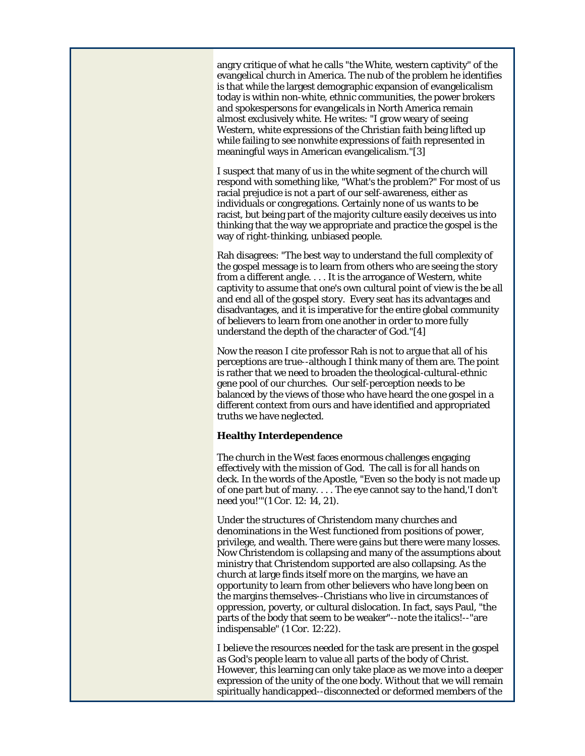angry critique of what he calls "the White, western captivity" of the evangelical church in America. The nub of the problem he identifies is that while the largest demographic expansion of evangelicalism today is within non-white, ethnic communities, the power brokers and spokespersons for evangelicals in North America remain almost exclusively white. He writes: "I grow weary of seeing Western, white expressions of the Christian faith being lifted up while failing to see nonwhite expressions of faith represented in meaningful ways in American evangelicalism."[3]

I suspect that many of us in the white segment of the church will respond with something like, "What's the problem?" For most of us racial prejudice is not a part of our self-awareness, either as individuals or congregations. Certainly none of us *wants* to be racist, but being part of the majority culture easily deceives us into thinking that the way we appropriate and practice the gospel is the way of right-thinking, unbiased people.

Rah disagrees: "The best way to understand the full complexity of the gospel message is to learn from others who are seeing the story from a different angle. . . . It is the arrogance of Western, white captivity to assume that one's own cultural point of view is the be all and end all of the gospel story. Every seat has its advantages and disadvantages, and it is imperative for the entire global community of believers to learn from one another in order to more fully understand the depth of the character of God."[4]

Now the reason I cite professor Rah is not to argue that all of his perceptions are true--although I think many of them are. The point is rather that we need to broaden the theological-cultural-ethnic gene pool of our churches. Our self-perception needs to be balanced by the views of those who have heard the one gospel in a different context from ours and have identified and appropriated truths we have neglected.

**Healthy Interdependence**

The church in the West faces enormous challenges engaging effectively with the mission of God. The call is for all hands on deck. In the words of the Apostle, "Even so the body is not made up of one part but of many. . . . The eye cannot say to the hand,'I don't need you!'"(1 Cor. 12: 14, 21).

Under the structures of Christendom many churches and denominations in the West functioned from positions of power, privilege, and wealth. There were gains but there were many losses. Now Christendom is collapsing and many of the assumptions about ministry that Christendom supported are also collapsing. As the church at large finds itself more on the margins, we have an opportunity to learn from other believers who have long been on the margins themselves--Christians who live in circumstances of oppression, poverty, or cultural dislocation. In fact, says Paul, "the parts of the body that seem to be weaker"--note the italics!--"are indispensable" (1 Cor. 12:22).

I believe the resources needed for the task are present in the gospel as God's people learn to value all parts of the body of Christ. However, this learning can only take place as we move into a deeper expression of the unity of the one body. Without that we will remain spiritually handicapped--disconnected or deformed members of the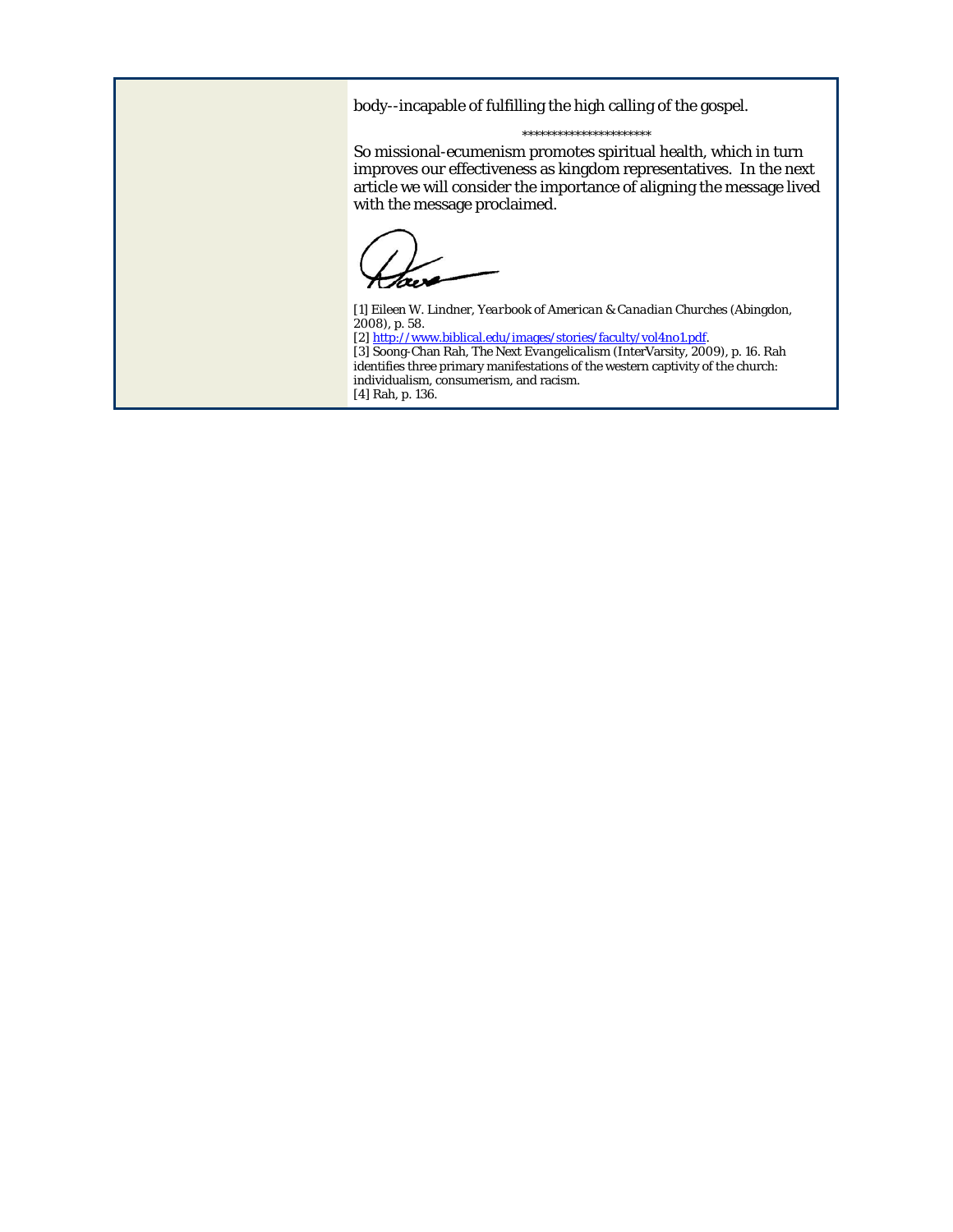body--incapable of fulfilling the high calling of the gospel.

**********************

So missional-ecumenism promotes spiritual health, which in turn improves our effectiveness as kingdom representatives. In the next article we will consider the importance of aligning the message lived with the message proclaimed.

[1] Eileen W. Lindner, *Yearbook of American & Canadian Churches* (Abingdon, 2008), p. 58.
[2] http://www.biblical.edu/images/stories/faculty/vol4no1.pdf.
[3] Soong-Chan Rah, *The Next Evangelicalism* (InterVarsity, 2009), p. 16. Rah identifies three primary manifestations of the western captivity of the church: individualism, consumerism, and racism.
[4] Rah, p. 136.